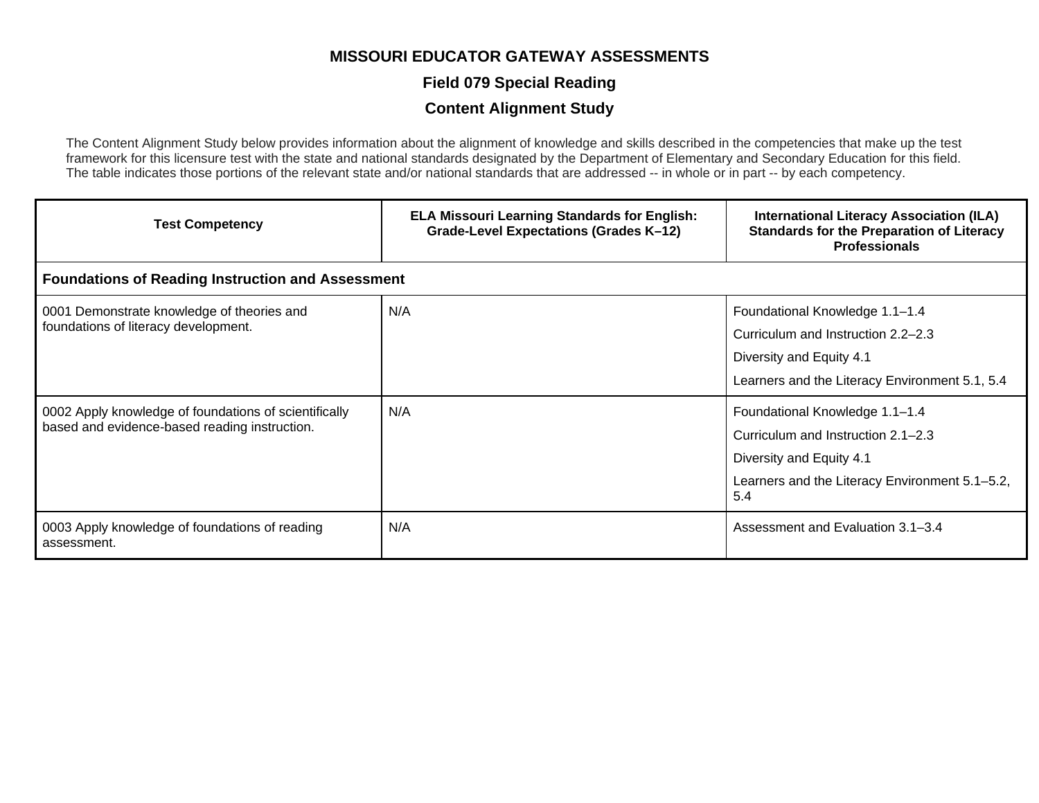# MISSOURI EDUCATOR GATEWAY ASSESSMENTS

## Field 079 Special Reading

## Content Alignment Study

The Content Alignment Study below provides information about the alignment of knowledge and skills described in the competencies that make up the test framework for this licensure test with the state and national standards designated by the Department of Elementary and Secondary Education for this field. The table indicates those portions of the relevant state and/or national standards that are addressed -- in whole or in part -- by each competency.

| Test Competency | ELA Missouri Learning Standards for English: Grade-Level Expectations (Grades K–12) | International Literacy Association (ILA) Standards for the Preparation of Literacy Professionals |
|---|---|---|
| **Foundations of Reading Instruction and Assessment** | | |
| 0001 Demonstrate knowledge of theories and foundations of literacy development. | N/A | Foundational Knowledge 1.1–1.4<br>Curriculum and Instruction 2.2–2.3<br>Diversity and Equity 4.1<br>Learners and the Literacy Environment 5.1, 5.4 |
| 0002 Apply knowledge of foundations of scientifically based and evidence-based reading instruction. | N/A | Foundational Knowledge 1.1–1.4<br>Curriculum and Instruction 2.1–2.3<br>Diversity and Equity 4.1<br>Learners and the Literacy Environment 5.1–5.2, 5.4 |
| 0003 Apply knowledge of foundations of reading assessment. | N/A | Assessment and Evaluation 3.1–3.4 |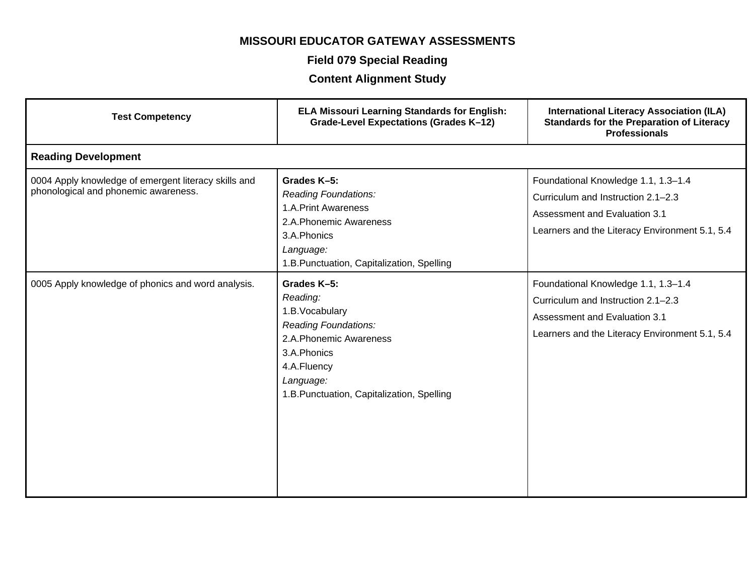**MISSOURI EDUCATOR GATEWAY ASSESSMENTS**

**Field 079 Special Reading**

**Content Alignment Study**

| Test Competency | ELA Missouri Learning Standards for English: Grade-Level Expectations (Grades K–12) | International Literacy Association (ILA) Standards for the Preparation of Literacy Professionals |
|---|---|---|
| **Reading Development** | | |
| 0004 Apply knowledge of emergent literacy skills and phonological and phonemic awareness. | **Grades K–5:**<br>*Reading Foundations:*<br>1.A.Print Awareness<br>2.A.Phonemic Awareness<br>3.A.Phonics<br>*Language:*<br>1.B.Punctuation, Capitalization, Spelling | Foundational Knowledge 1.1, 1.3–1.4<br>Curriculum and Instruction 2.1–2.3<br>Assessment and Evaluation 3.1<br>Learners and the Literacy Environment 5.1, 5.4 |
| 0005 Apply knowledge of phonics and word analysis. | **Grades K–5:**<br>*Reading:*<br>1.B.Vocabulary<br>*Reading Foundations:*<br>2.A.Phonemic Awareness<br>3.A.Phonics<br>4.A.Fluency<br>*Language:*<br>1.B.Punctuation, Capitalization, Spelling | Foundational Knowledge 1.1, 1.3–1.4<br>Curriculum and Instruction 2.1–2.3<br>Assessment and Evaluation 3.1<br>Learners and the Literacy Environment 5.1, 5.4 |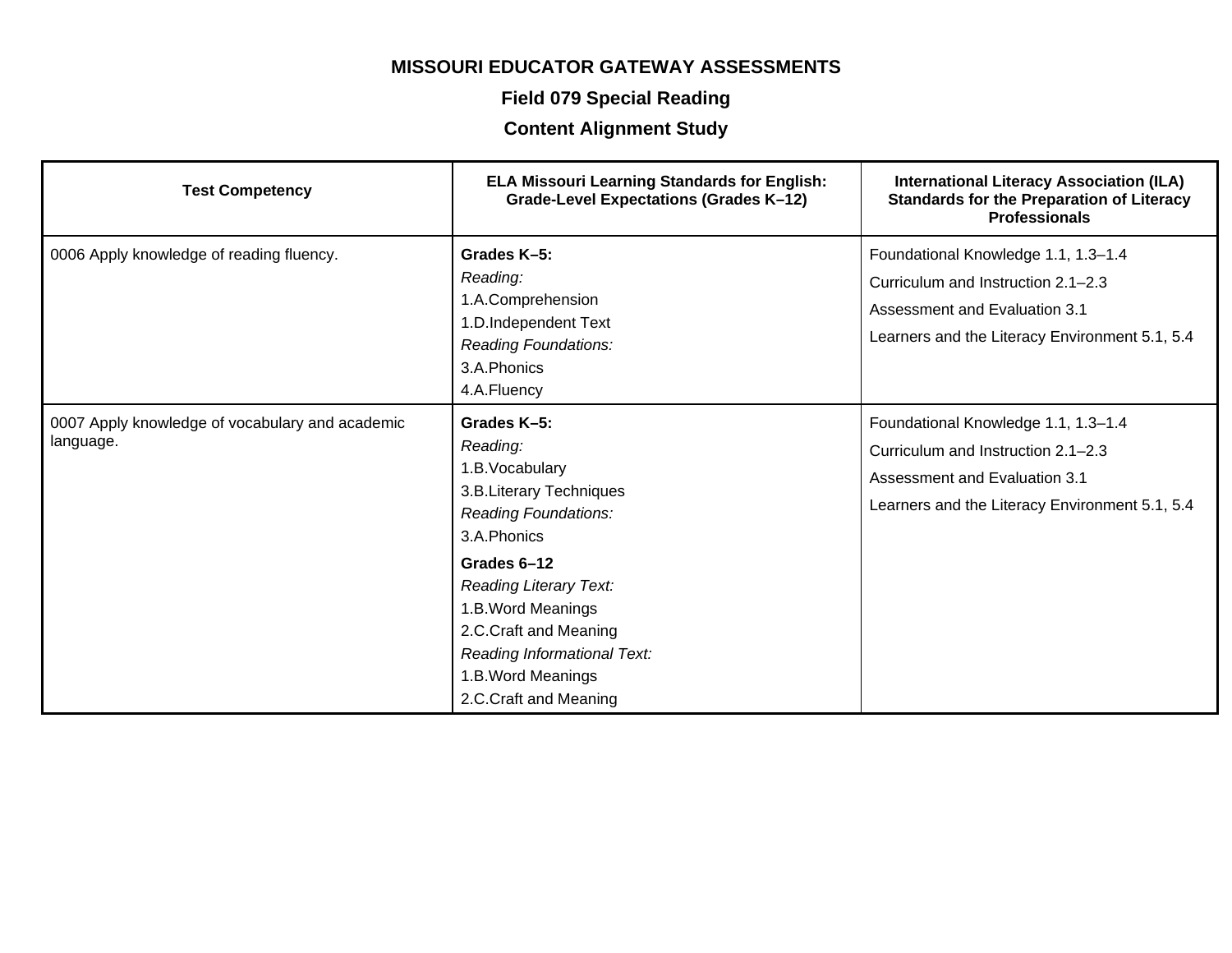**MISSOURI EDUCATOR GATEWAY ASSESSMENTS**

**Field 079 Special Reading**

**Content Alignment Study**

| Test Competency | ELA Missouri Learning Standards for English: Grade-Level Expectations (Grades K–12) | International Literacy Association (ILA) Standards for the Preparation of Literacy Professionals |
|---|---|---|
| 0006 Apply knowledge of reading fluency. | **Grades K–5:**<br>*Reading:*<br>1.A.Comprehension<br>1.D.Independent Text<br>*Reading Foundations:*<br>3.A.Phonics<br>4.A.Fluency | Foundational Knowledge 1.1, 1.3–1.4<br>Curriculum and Instruction 2.1–2.3<br>Assessment and Evaluation 3.1<br>Learners and the Literacy Environment 5.1, 5.4 |
| 0007 Apply knowledge of vocabulary and academic language. | **Grades K–5:**<br>*Reading:*<br>1.B.Vocabulary<br>3.B.Literary Techniques<br>*Reading Foundations:*<br>3.A.Phonics<br>**Grades 6–12**<br>*Reading Literary Text:*<br>1.B.Word Meanings<br>2.C.Craft and Meaning<br>*Reading Informational Text:*<br>1.B.Word Meanings<br>2.C.Craft and Meaning | Foundational Knowledge 1.1, 1.3–1.4<br>Curriculum and Instruction 2.1–2.3<br>Assessment and Evaluation 3.1<br>Learners and the Literacy Environment 5.1, 5.4 |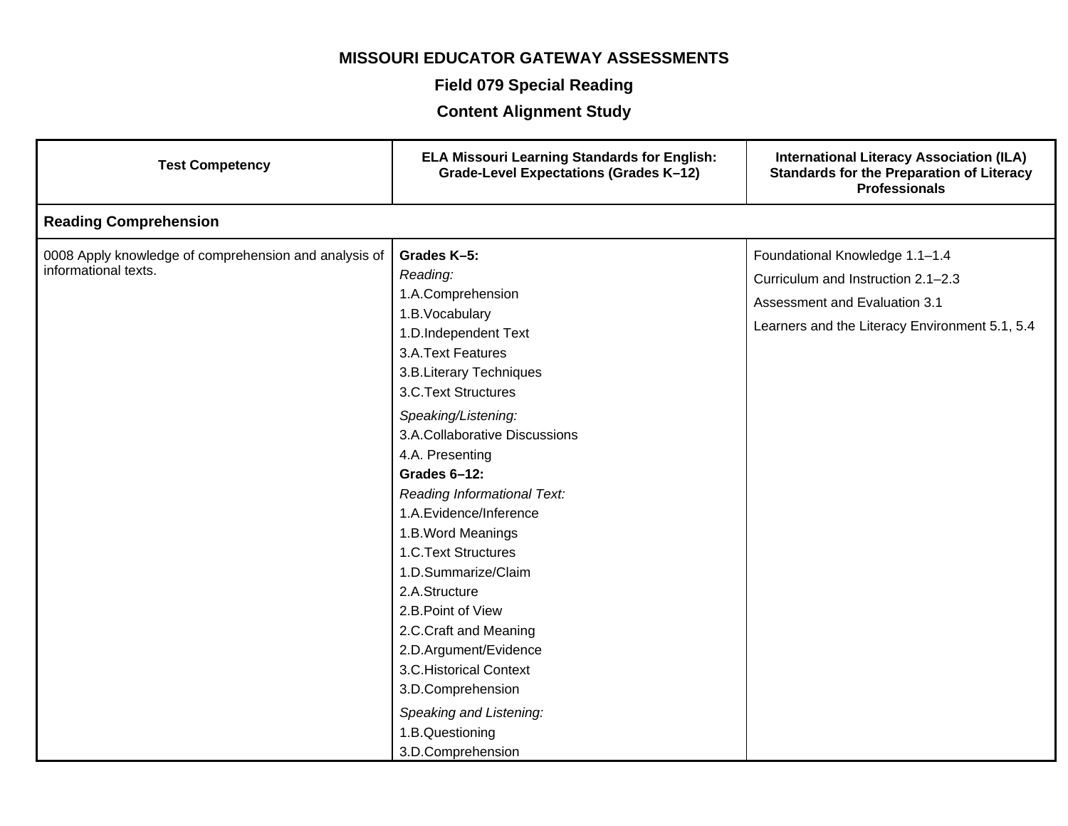**MISSOURI EDUCATOR GATEWAY ASSESSMENTS**

**Field 079 Special Reading**

**Content Alignment Study**

| Test Competency | ELA Missouri Learning Standards for English: Grade-Level Expectations (Grades K–12) | International Literacy Association (ILA) Standards for the Preparation of Literacy Professionals |
|---|---|---|
| **Reading Comprehension** | | |
| 0008 Apply knowledge of comprehension and analysis of informational texts. | **Grades K–5:**<br>*Reading:*<br>1.A.Comprehension<br>1.B.Vocabulary<br>1.D.Independent Text<br>3.A.Text Features<br>3.B.Literary Techniques<br>3.C.Text Structures<br>*Speaking/Listening:*<br>3.A.Collaborative Discussions<br>4.A. Presenting<br>**Grades 6–12:**<br>*Reading Informational Text:*<br>1.A.Evidence/Inference<br>1.B.Word Meanings<br>1.C.Text Structures<br>1.D.Summarize/Claim<br>2.A.Structure<br>2.B.Point of View<br>2.C.Craft and Meaning<br>2.D.Argument/Evidence<br>3.C.Historical Context<br>3.D.Comprehension<br>*Speaking and Listening:*<br>1.B.Questioning<br>3.D.Comprehension | Foundational Knowledge 1.1–1.4<br>Curriculum and Instruction 2.1–2.3<br>Assessment and Evaluation 3.1<br>Learners and the Literacy Environment 5.1, 5.4 |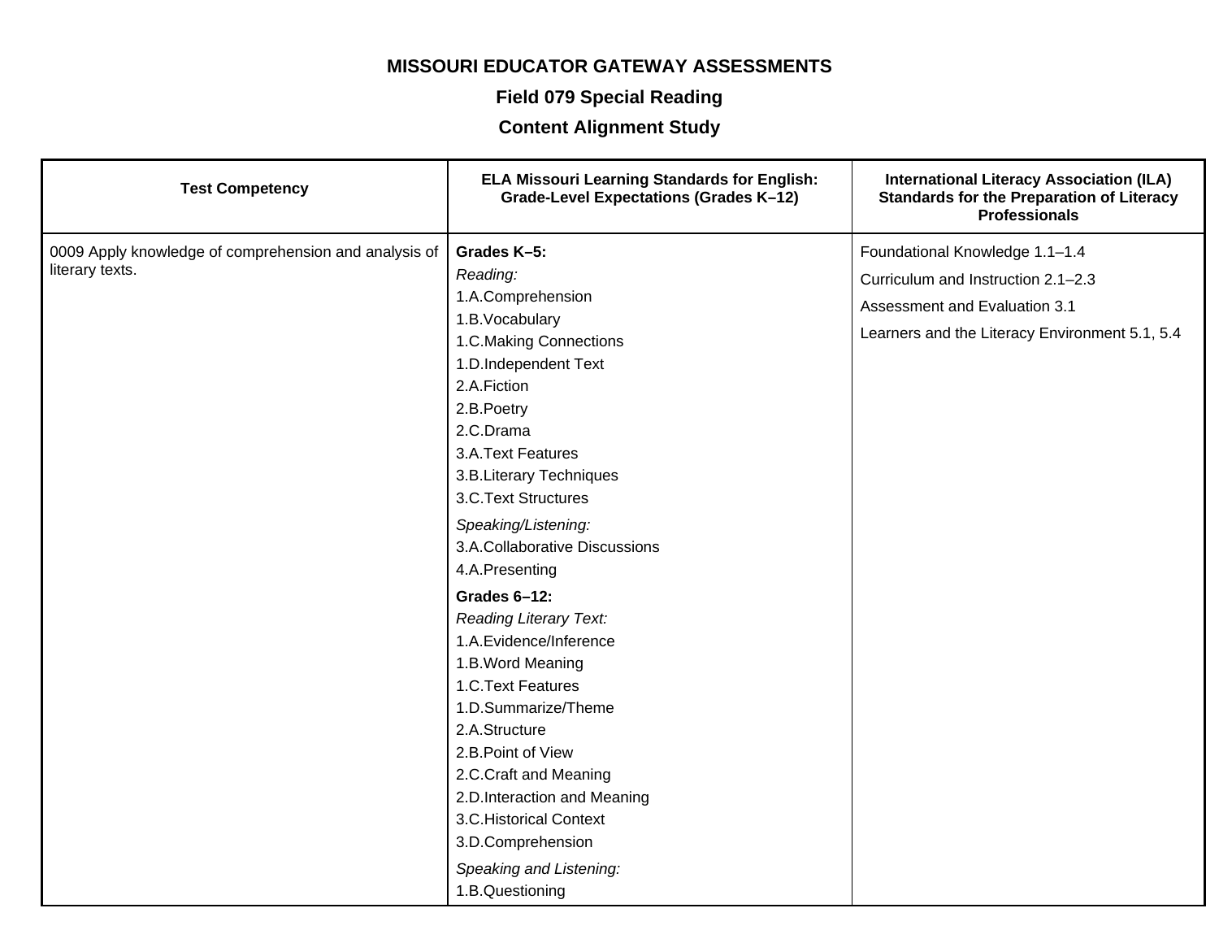**MISSOURI EDUCATOR GATEWAY ASSESSMENTS**

**Field 079 Special Reading**

**Content Alignment Study**

| Test Competency | ELA Missouri Learning Standards for English: Grade-Level Expectations (Grades K–12) | International Literacy Association (ILA) Standards for the Preparation of Literacy Professionals |
|---|---|---|
| 0009 Apply knowledge of comprehension and analysis of literary texts. | **Grades K–5:**<br>*Reading:*<br>1.A.Comprehension<br>1.B.Vocabulary<br>1.C.Making Connections<br>1.D.Independent Text<br>2.A.Fiction<br>2.B.Poetry<br>2.C.Drama<br>3.A.Text Features<br>3.B.Literary Techniques<br>3.C.Text Structures<br>*Speaking/Listening:*<br>3.A.Collaborative Discussions<br>4.A.Presenting<br>**Grades 6–12:**<br>*Reading Literary Text:*<br>1.A.Evidence/Inference<br>1.B.Word Meaning<br>1.C.Text Features<br>1.D.Summarize/Theme<br>2.A.Structure<br>2.B.Point of View<br>2.C.Craft and Meaning<br>2.D.Interaction and Meaning<br>3.C.Historical Context<br>3.D.Comprehension<br>*Speaking and Listening:*<br>1.B.Questioning | Foundational Knowledge 1.1–1.4<br>Curriculum and Instruction 2.1–2.3<br>Assessment and Evaluation 3.1<br>Learners and the Literacy Environment 5.1, 5.4 |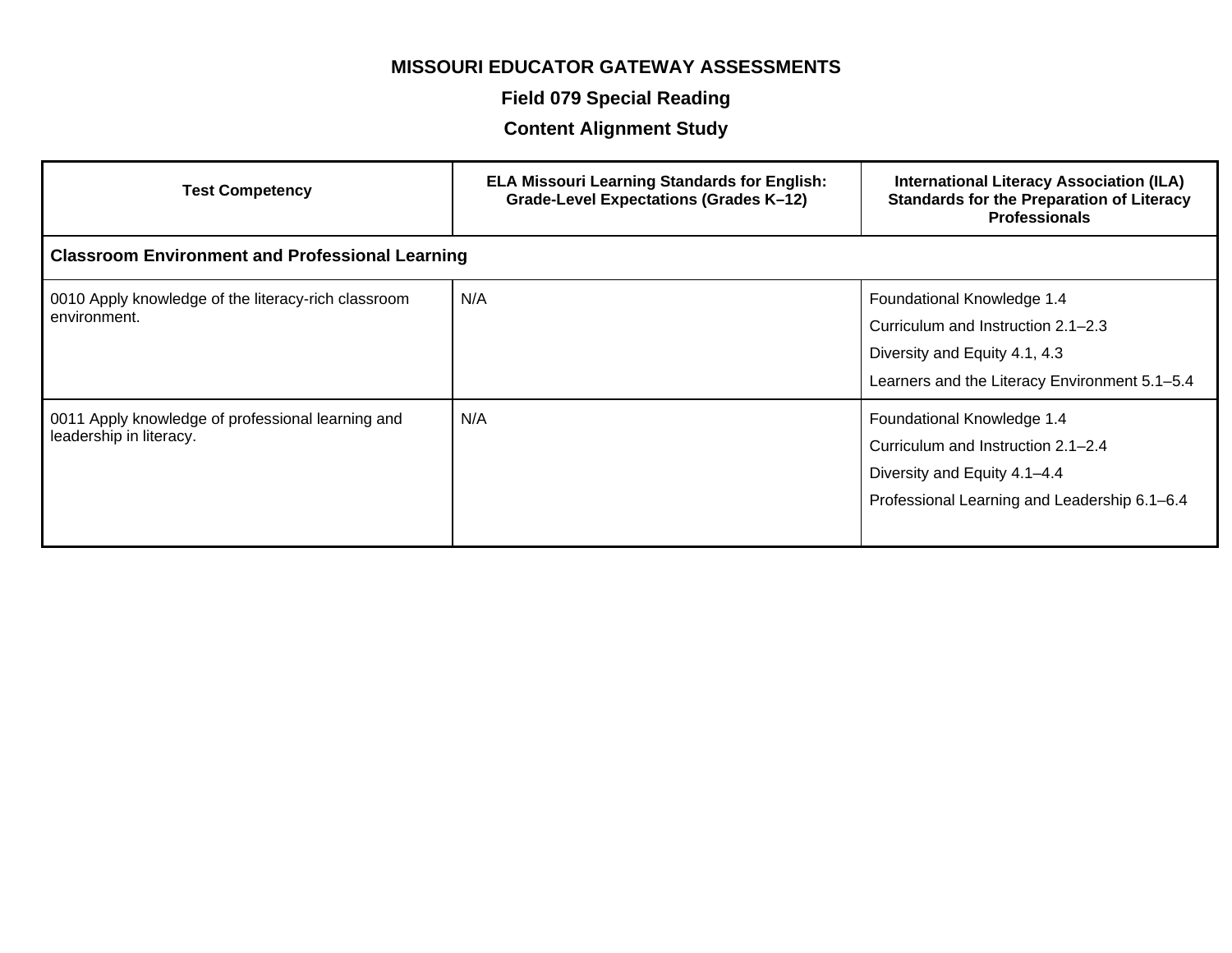**MISSOURI EDUCATOR GATEWAY ASSESSMENTS**

**Field 079 Special Reading**

**Content Alignment Study**

| Test Competency | ELA Missouri Learning Standards for English: Grade-Level Expectations (Grades K–12) | International Literacy Association (ILA) Standards for the Preparation of Literacy Professionals |
|---|---|---|
| **Classroom Environment and Professional Learning** | | |
| 0010 Apply knowledge of the literacy-rich classroom environment. | N/A | Foundational Knowledge 1.4<br>Curriculum and Instruction 2.1–2.3<br>Diversity and Equity 4.1, 4.3<br>Learners and the Literacy Environment 5.1–5.4 |
| 0011 Apply knowledge of professional learning and leadership in literacy. | N/A | Foundational Knowledge 1.4<br>Curriculum and Instruction 2.1–2.4<br>Diversity and Equity 4.1–4.4<br>Professional Learning and Leadership 6.1–6.4 |